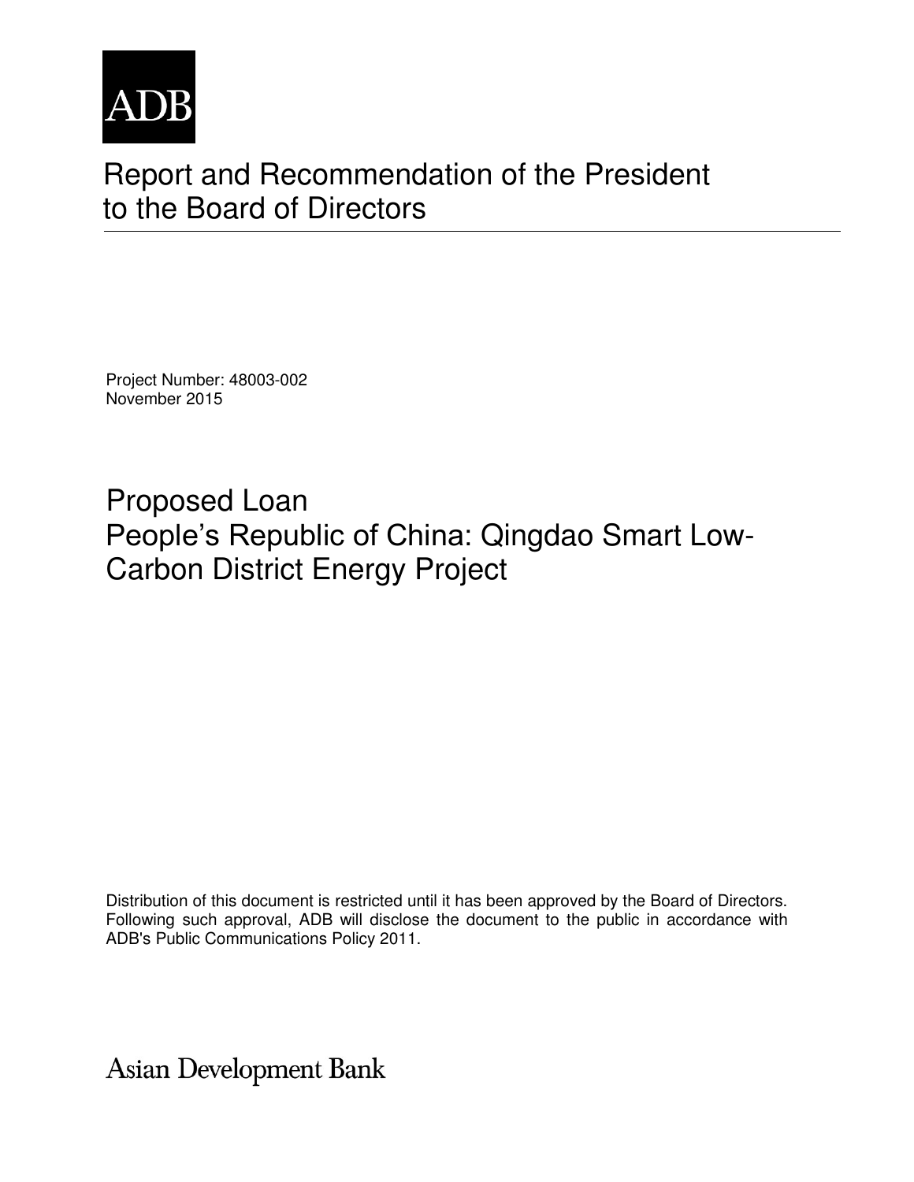ADB

# Report and Recommendation of the President to the Board of Directors

Project Number: 48003-002
November 2015

## Proposed Loan
## People's Republic of China: Qingdao Smart Low-Carbon District Energy Project

Distribution of this document is restricted until it has been approved by the Board of Directors. Following such approval, ADB will disclose the document to the public in accordance with ADB's Public Communications Policy 2011.

Asian Development Bank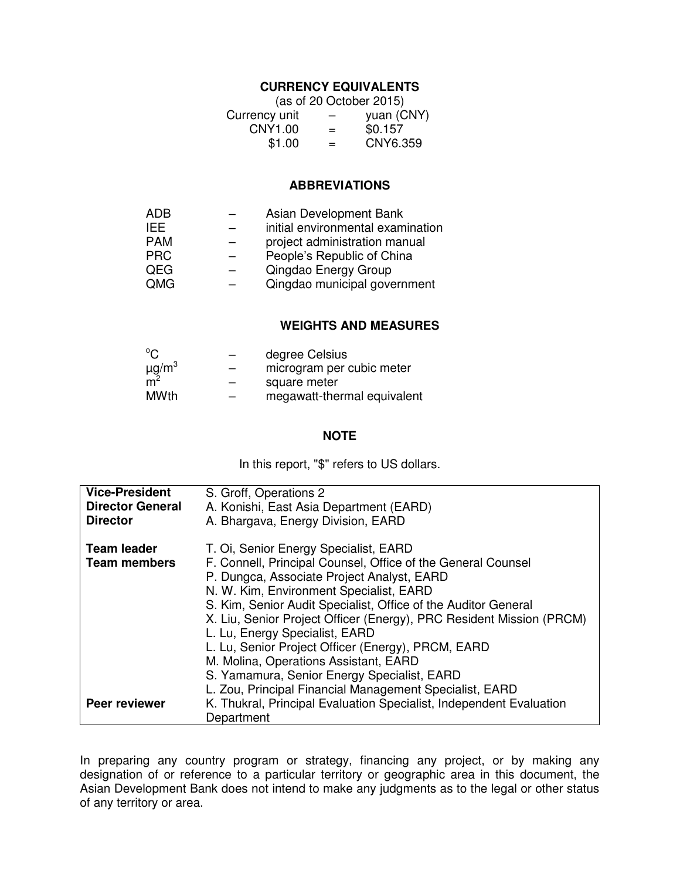## CURRENCY EQUIVALENTS

(as of 20 October 2015)

| | | |
|---|---|---|
| Currency unit | – | yuan (CNY) |
| CNY1.00 | = | $0.157 |
| $1.00 | = | CNY6.359 |

## ABBREVIATIONS

| | | |
|---|---|---|
| ADB | – | Asian Development Bank |
| IEE | – | initial environmental examination |
| PAM | – | project administration manual |
| PRC | – | People's Republic of China |
| QEG | – | Qingdao Energy Group |
| QMG | – | Qingdao municipal government |

## WEIGHTS AND MEASURES

| | | |
|---|---|---|
| °C | – | degree Celsius |
| $\mu g/m^3$ | – | microgram per cubic meter |
| $m^2$ | – | square meter |
| MWth | – | megawatt-thermal equivalent |

## NOTE

In this report, "$" refers to US dollars.

| | |
|---|---|
| **Vice-President** | S. Groff, Operations 2 |
| **Director General** | A. Konishi, East Asia Department (EARD) |
| **Director** | A. Bhargava, Energy Division, EARD |
| | |
| **Team leader** | T. Oi, Senior Energy Specialist, EARD |
| **Team members** | F. Connell, Principal Counsel, Office of the General Counsel |
| | P. Dungca, Associate Project Analyst, EARD |
| | N. W. Kim, Environment Specialist, EARD |
| | S. Kim, Senior Audit Specialist, Office of the Auditor General |
| | X. Liu, Senior Project Officer (Energy), PRC Resident Mission (PRCM) |
| | L. Lu, Energy Specialist, EARD |
| | L. Lu, Senior Project Officer (Energy), PRCM, EARD |
| | M. Molina, Operations Assistant, EARD |
| | S. Yamamura, Senior Energy Specialist, EARD |
| | L. Zou, Principal Financial Management Specialist, EARD |
| **Peer reviewer** | K. Thukral, Principal Evaluation Specialist, Independent Evaluation Department |

In preparing any country program or strategy, financing any project, or by making any designation of or reference to a particular territory or geographic area in this document, the Asian Development Bank does not intend to make any judgments as to the legal or other status of any territory or area.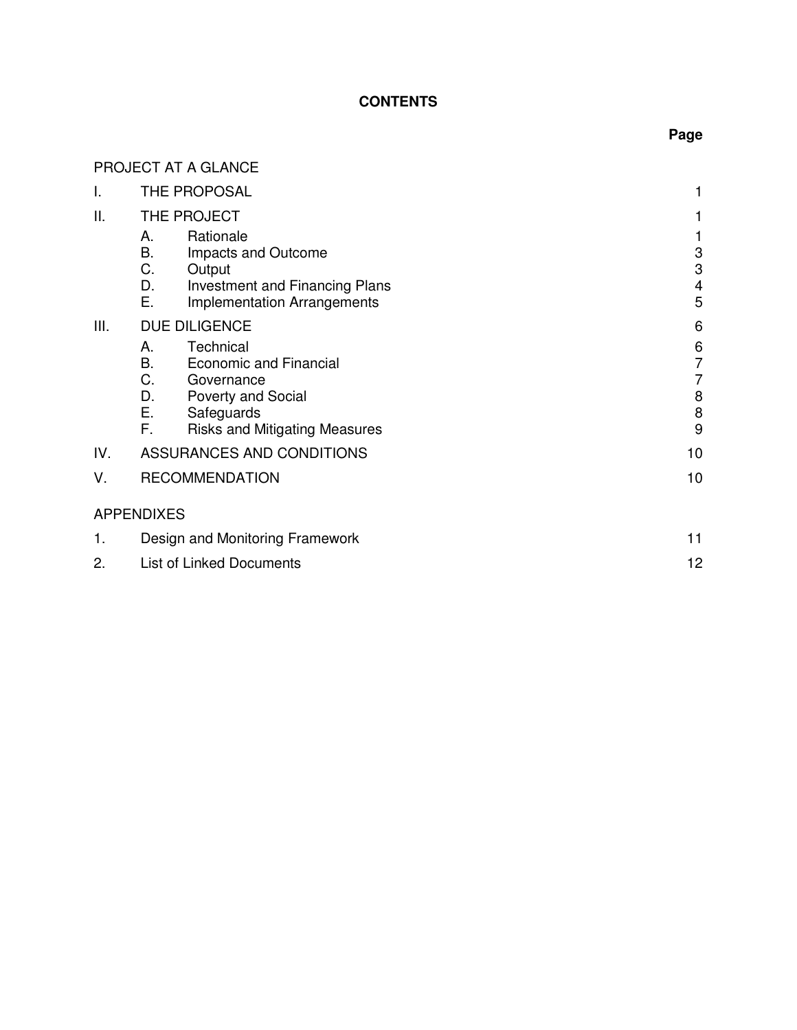# CONTENTS

| | | Page |
|---|---|---|
| PROJECT AT A GLANCE | | |
| I. | THE PROPOSAL | 1 |
| II. | THE PROJECT | 1 |
| | A. Rationale | 1 |
| | B. Impacts and Outcome | 3 |
| | C. Output | 3 |
| | D. Investment and Financing Plans | 4 |
| | E. Implementation Arrangements | 5 |
| III. | DUE DILIGENCE | 6 |
| | A. Technical | 6 |
| | B. Economic and Financial | 7 |
| | C. Governance | 7 |
| | D. Poverty and Social | 8 |
| | E. Safeguards | 8 |
| | F. Risks and Mitigating Measures | 9 |
| IV. | ASSURANCES AND CONDITIONS | 10 |
| V. | RECOMMENDATION | 10 |
| APPENDIXES | | |
| 1. | Design and Monitoring Framework | 11 |
| 2. | List of Linked Documents | 12 |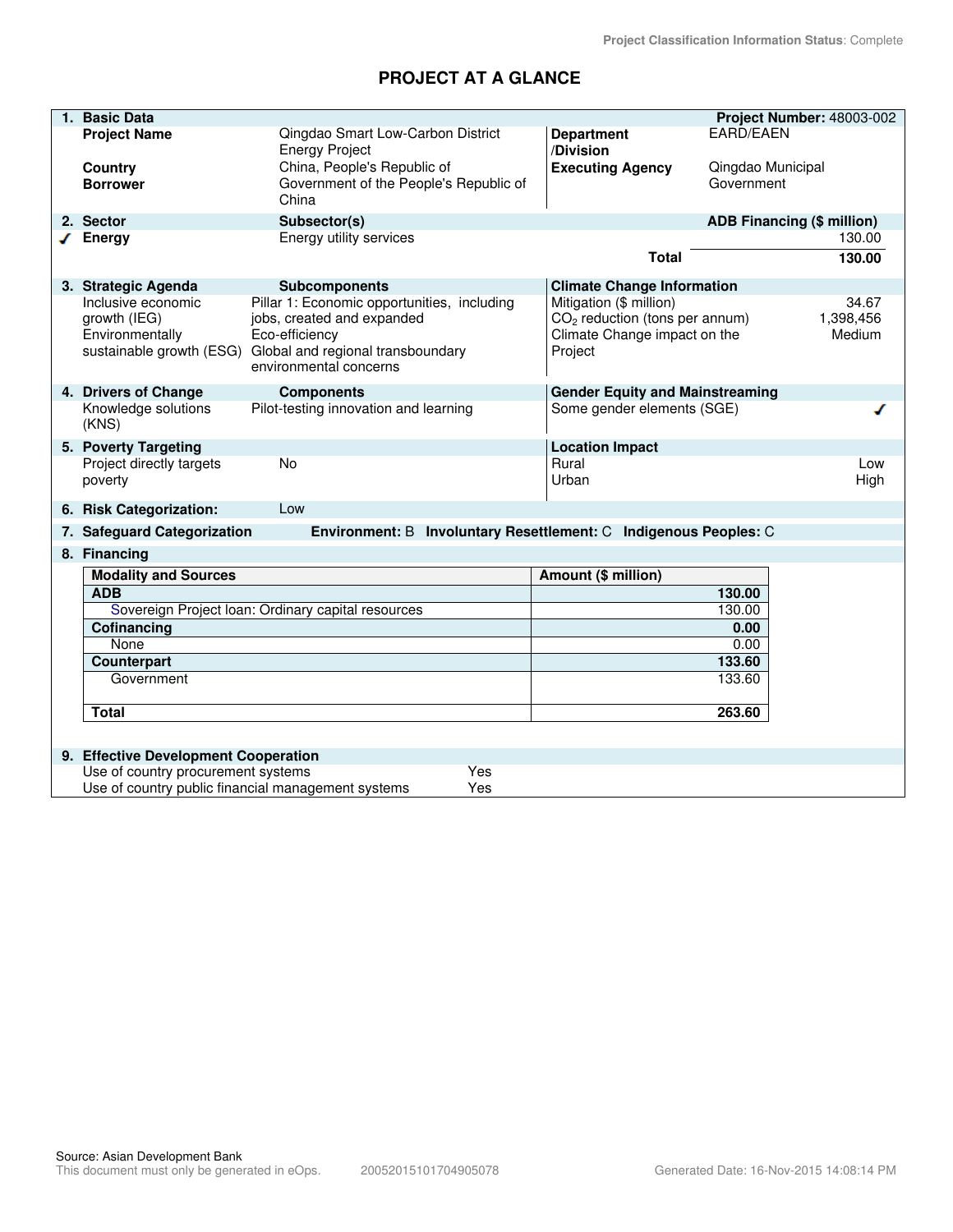Project Classification Information Status: Complete

# PROJECT AT A GLANCE

| 1. Basic Data | | | Project Number: 48003-002 |
|---|---|---|---|
| Project Name | Qingdao Smart Low-Carbon District Energy Project | Department /Division | EARD/EAEN |
| Country | China, People's Republic of | Executing Agency | Qingdao Municipal Government |
| Borrower | Government of the People's Republic of China | | |

| 2. Sector | Subsector(s) | ADB Financing ($ million) |
|---|---|---|
| ✓ Energy | Energy utility services | 130.00 |
| | Total | 130.00 |

| 3. Strategic Agenda | Subcomponents | Climate Change Information | |
|---|---|---|---|
| Inclusive economic growth (IEG) | Pillar 1: Economic opportunities, including jobs, created and expanded | Mitigation ($ million) | 34.67 |
| Environmentally sustainable growth (ESG) | Eco-efficiency | $CO_2$ reduction (tons per annum) | 1,398,456 |
| | Global and regional transboundary environmental concerns | Climate Change impact on the Project | Medium |

| 4. Drivers of Change | Components | Gender Equity and Mainstreaming | |
|---|---|---|---|
| Knowledge solutions (KNS) | Pilot-testing innovation and learning | Some gender elements (SGE) | ✓ |

| 5. Poverty Targeting | | Location Impact | |
|---|---|---|---|
| Project directly targets poverty | No | Rural | Low |
| | | Urban | High |

**6. Risk Categorization:** Low

**7. Safeguard Categorization** **Environment:** B **Involuntary Resettlement:** C **Indigenous Peoples:** C

**8. Financing**

| Modality and Sources | Amount ($ million) |
|---|---|
| **ADB** | **130.00** |
| Sovereign Project loan: Ordinary capital resources | 130.00 |
| **Cofinancing** | **0.00** |
| None | 0.00 |
| **Counterpart** | **133.60** |
| Government | 133.60 |
| **Total** | **263.60** |

**9. Effective Development Cooperation**

| | |
|---|---|
| Use of country procurement systems | Yes |
| Use of country public financial management systems | Yes |

Source: Asian Development Bank

This document must only be generated in eOps. 20052015101704905078 Generated Date: 16-Nov-2015 14:08:14 PM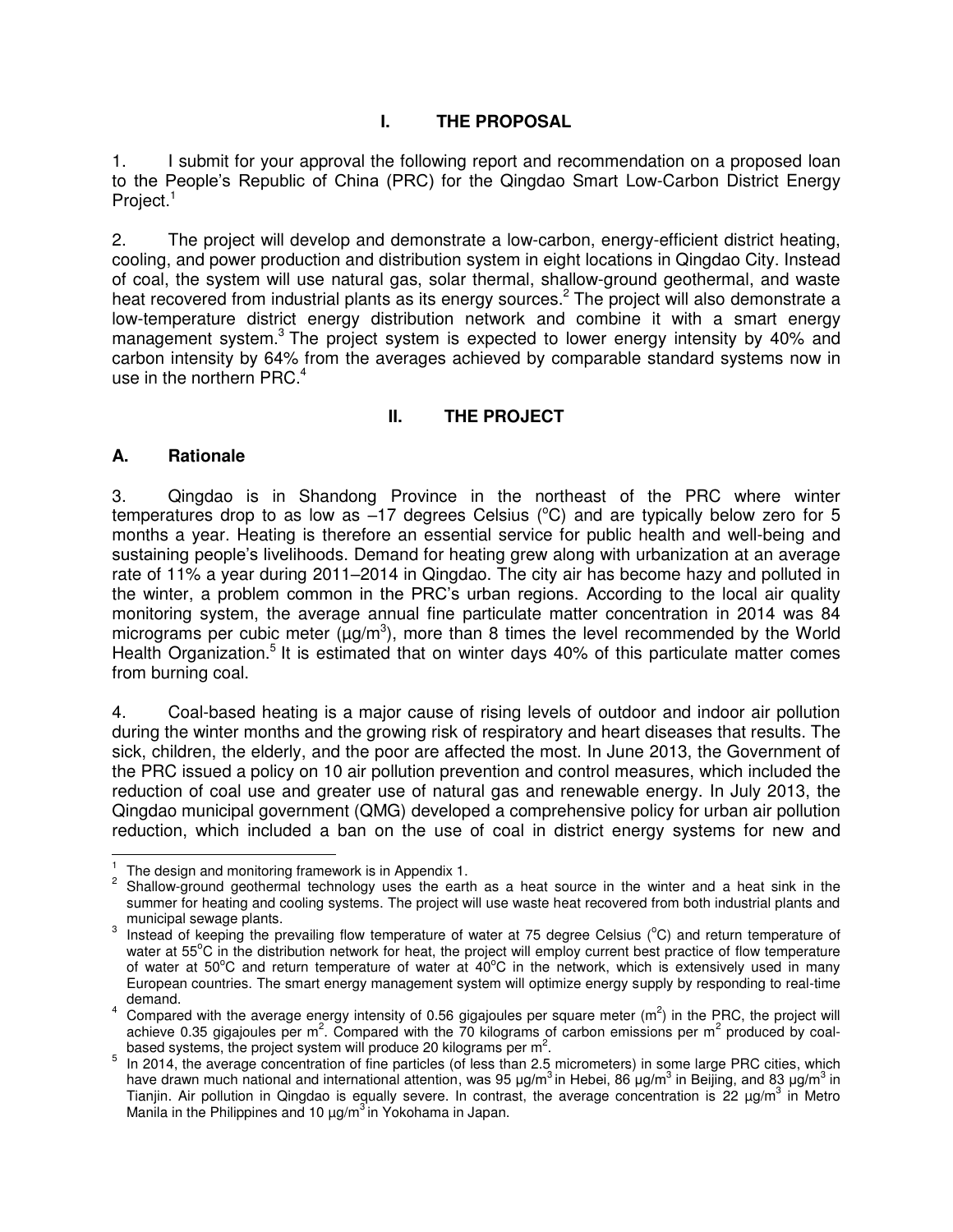# I. THE PROPOSAL

1. I submit for your approval the following report and recommendation on a proposed loan to the People's Republic of China (PRC) for the Qingdao Smart Low-Carbon District Energy Project.[1]

2. The project will develop and demonstrate a low-carbon, energy-efficient district heating, cooling, and power production and distribution system in eight locations in Qingdao City. Instead of coal, the system will use natural gas, solar thermal, shallow-ground geothermal, and waste heat recovered from industrial plants as its energy sources.[2] The project will also demonstrate a low-temperature district energy distribution network and combine it with a smart energy management system.[3] The project system is expected to lower energy intensity by 40% and carbon intensity by 64% from the averages achieved by comparable standard systems now in use in the northern PRC.[4]

# II. THE PROJECT

## A. Rationale

3. Qingdao is in Shandong Province in the northeast of the PRC where winter temperatures drop to as low as –17 degrees Celsius (°C) and are typically below zero for 5 months a year. Heating is therefore an essential service for public health and well-being and sustaining people's livelihoods. Demand for heating grew along with urbanization at an average rate of 11% a year during 2011–2014 in Qingdao. The city air has become hazy and polluted in the winter, a problem common in the PRC's urban regions. According to the local air quality monitoring system, the average annual fine particulate matter concentration in 2014 was 84 micrograms per cubic meter (µg/m$^3$), more than 8 times the level recommended by the World Health Organization.[5] It is estimated that on winter days 40% of this particulate matter comes from burning coal.

4. Coal-based heating is a major cause of rising levels of outdoor and indoor air pollution during the winter months and the growing risk of respiratory and heart diseases that results. The sick, children, the elderly, and the poor are affected the most. In June 2013, the Government of the PRC issued a policy on 10 air pollution prevention and control measures, which included the reduction of coal use and greater use of natural gas and renewable energy. In July 2013, the Qingdao municipal government (QMG) developed a comprehensive policy for urban air pollution reduction, which included a ban on the use of coal in district energy systems for new and

---

[1] The design and monitoring framework is in Appendix 1.

[2] Shallow-ground geothermal technology uses the earth as a heat source in the winter and a heat sink in the summer for heating and cooling systems. The project will use waste heat recovered from both industrial plants and municipal sewage plants.

[3] Instead of keeping the prevailing flow temperature of water at 75 degree Celsius (°C) and return temperature of water at 55°C in the distribution network for heat, the project will employ current best practice of flow temperature of water at 50°C and return temperature of water at 40°C in the network, which is extensively used in many European countries. The smart energy management system will optimize energy supply by responding to real-time demand.

[4] Compared with the average energy intensity of 0.56 gigajoules per square meter (m$^2$) in the PRC, the project will achieve 0.35 gigajoules per m$^2$. Compared with the 70 kilograms of carbon emissions per m$^2$ produced by coal-based systems, the project system will produce 20 kilograms per m$^2$.

[5] In 2014, the average concentration of fine particles (of less than 2.5 micrometers) in some large PRC cities, which have drawn much national and international attention, was 95 µg/m$^3$ in Hebei, 86 µg/m$^3$ in Beijing, and 83 µg/m$^3$ in Tianjin. Air pollution in Qingdao is equally severe. In contrast, the average concentration is 22 µg/m$^3$ in Metro Manila in the Philippines and 10 µg/m$^3$ in Yokohama in Japan.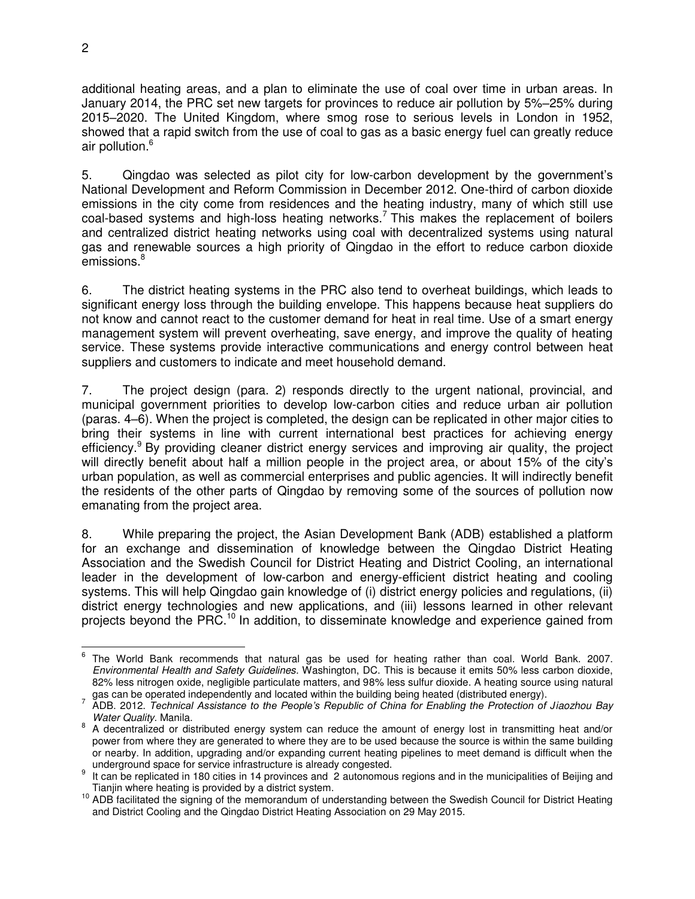additional heating areas, and a plan to eliminate the use of coal over time in urban areas. In January 2014, the PRC set new targets for provinces to reduce air pollution by 5%–25% during 2015–2020. The United Kingdom, where smog rose to serious levels in London in 1952, showed that a rapid switch from the use of coal to gas as a basic energy fuel can greatly reduce air pollution.[6]

5. Qingdao was selected as pilot city for low-carbon development by the government's National Development and Reform Commission in December 2012. One-third of carbon dioxide emissions in the city come from residences and the heating industry, many of which still use coal-based systems and high-loss heating networks.[7] This makes the replacement of boilers and centralized district heating networks using coal with decentralized systems using natural gas and renewable sources a high priority of Qingdao in the effort to reduce carbon dioxide emissions.[8]

6. The district heating systems in the PRC also tend to overheat buildings, which leads to significant energy loss through the building envelope. This happens because heat suppliers do not know and cannot react to the customer demand for heat in real time. Use of a smart energy management system will prevent overheating, save energy, and improve the quality of heating service. These systems provide interactive communications and energy control between heat suppliers and customers to indicate and meet household demand.

7. The project design (para. 2) responds directly to the urgent national, provincial, and municipal government priorities to develop low-carbon cities and reduce urban air pollution (paras. 4–6). When the project is completed, the design can be replicated in other major cities to bring their systems in line with current international best practices for achieving energy efficiency.[9] By providing cleaner district energy services and improving air quality, the project will directly benefit about half a million people in the project area, or about 15% of the city's urban population, as well as commercial enterprises and public agencies. It will indirectly benefit the residents of the other parts of Qingdao by removing some of the sources of pollution now emanating from the project area.

8. While preparing the project, the Asian Development Bank (ADB) established a platform for an exchange and dissemination of knowledge between the Qingdao District Heating Association and the Swedish Council for District Heating and District Cooling, an international leader in the development of low-carbon and energy-efficient district heating and cooling systems. This will help Qingdao gain knowledge of (i) district energy policies and regulations, (ii) district energy technologies and new applications, and (iii) lessons learned in other relevant projects beyond the PRC.[10] In addition, to disseminate knowledge and experience gained from

---

[6] The World Bank recommends that natural gas be used for heating rather than coal. World Bank. 2007. *Environmental Health and Safety Guidelines*. Washington, DC. This is because it emits 50% less carbon dioxide, 82% less nitrogen oxide, negligible particulate matters, and 98% less sulfur dioxide. A heating source using natural gas can be operated independently and located within the building being heated (distributed energy).

[7] ADB. 2012. *Technical Assistance to the People's Republic of China for Enabling the Protection of Jiaozhou Bay Water Quality*. Manila.

[8] A decentralized or distributed energy system can reduce the amount of energy lost in transmitting heat and/or power from where they are generated to where they are to be used because the source is within the same building or nearby. In addition, upgrading and/or expanding current heating pipelines to meet demand is difficult when the underground space for service infrastructure is already congested.

[9] It can be replicated in 180 cities in 14 provinces and 2 autonomous regions and in the municipalities of Beijing and Tianjin where heating is provided by a district system.

[10] ADB facilitated the signing of the memorandum of understanding between the Swedish Council for District Heating and District Cooling and the Qingdao District Heating Association on 29 May 2015.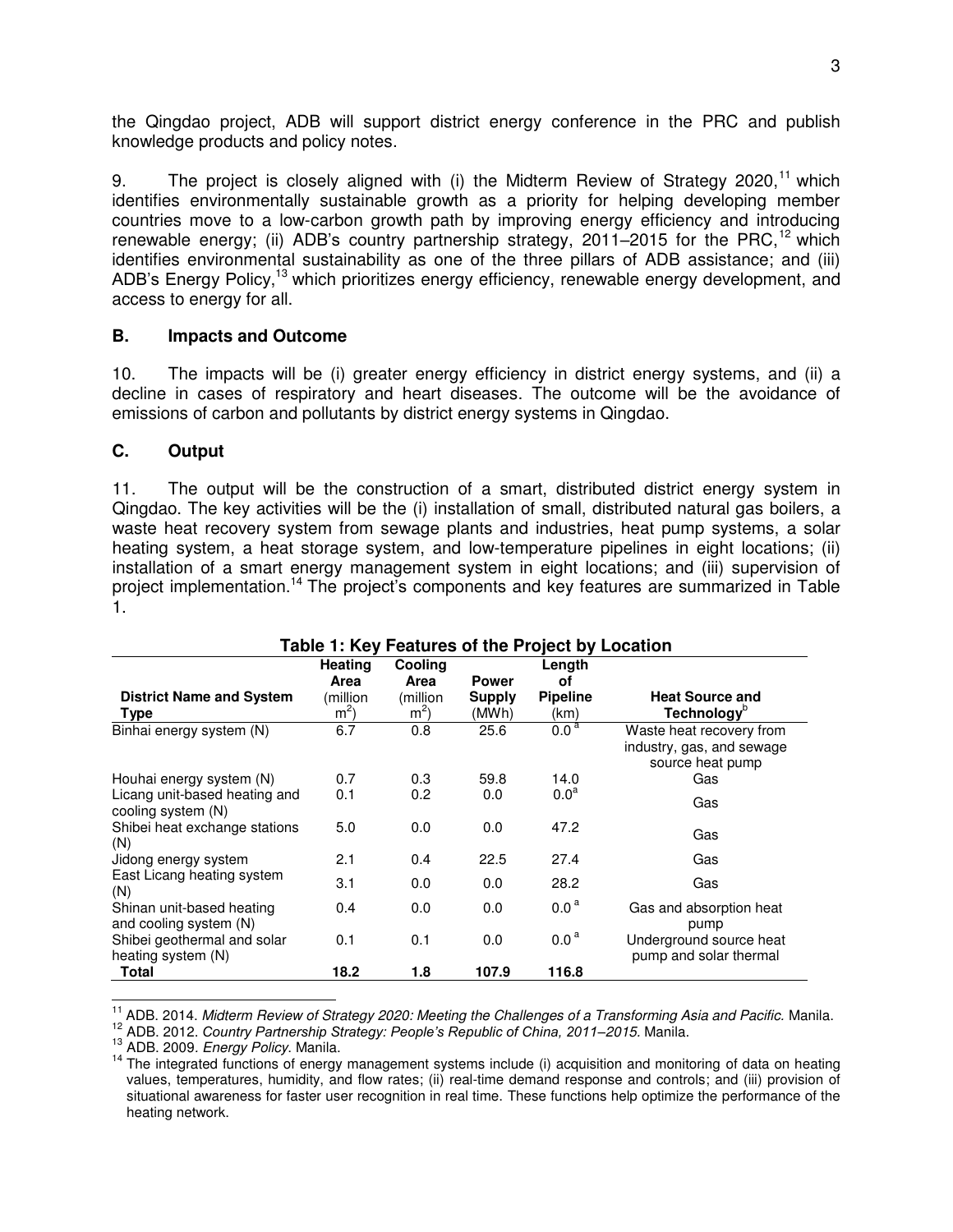the Qingdao project, ADB will support district energy conference in the PRC and publish knowledge products and policy notes.

9. The project is closely aligned with (i) the Midterm Review of Strategy 2020,[11] which identifies environmentally sustainable growth as a priority for helping developing member countries move to a low-carbon growth path by improving energy efficiency and introducing renewable energy; (ii) ADB's country partnership strategy, 2011–2015 for the PRC,[12] which identifies environmental sustainability as one of the three pillars of ADB assistance; and (iii) ADB's Energy Policy,[13] which prioritizes energy efficiency, renewable energy development, and access to energy for all.

## B. Impacts and Outcome

10. The impacts will be (i) greater energy efficiency in district energy systems, and (ii) a decline in cases of respiratory and heart diseases. The outcome will be the avoidance of emissions of carbon and pollutants by district energy systems in Qingdao.

## C. Output

11. The output will be the construction of a smart, distributed district energy system in Qingdao. The key activities will be the (i) installation of small, distributed natural gas boilers, a waste heat recovery system from sewage plants and industries, heat pump systems, a solar heating system, a heat storage system, and low-temperature pipelines in eight locations; (ii) installation of a smart energy management system in eight locations; and (iii) supervision of project implementation.[14] The project's components and key features are summarized in Table 1.

**Table 1: Key Features of the Project by Location**

| District Name and System Type | Heating Area (million $m^2$) | Cooling Area (million $m^2$) | Power Supply (MWh) | Length of Pipeline (km) | Heat Source and Technology[b] |
|---|---|---|---|---|---|
| Binhai energy system (N) | 6.7 | 0.8 | 25.6 | 0.0 [a] | Waste heat recovery from industry, gas, and sewage source heat pump |
| Houhai energy system (N) | 0.7 | 0.3 | 59.8 | 14.0 | Gas |
| Licang unit-based heating and cooling system (N) | 0.1 | 0.2 | 0.0 | 0.0[a] | Gas |
| Shibei heat exchange stations (N) | 5.0 | 0.0 | 0.0 | 47.2 | Gas |
| Jidong energy system | 2.1 | 0.4 | 22.5 | 27.4 | Gas |
| East Licang heating system (N) | 3.1 | 0.0 | 0.0 | 28.2 | Gas |
| Shinan unit-based heating and cooling system (N) | 0.4 | 0.0 | 0.0 | 0.0 [a] | Gas and absorption heat pump |
| Shibei geothermal and solar heating system (N) | 0.1 | 0.1 | 0.0 | 0.0 [a] | Underground source heat pump and solar thermal |
| **Total** | **18.2** | **1.8** | **107.9** | **116.8** | |

[11] ADB. 2014. *Midterm Review of Strategy 2020: Meeting the Challenges of a Transforming Asia and Pacific*. Manila.

[12] ADB. 2012. *Country Partnership Strategy: People's Republic of China, 2011–2015*. Manila.

[13] ADB. 2009. *Energy Policy*. Manila.

[14] The integrated functions of energy management systems include (i) acquisition and monitoring of data on heating values, temperatures, humidity, and flow rates; (ii) real-time demand response and controls; and (iii) provision of situational awareness for faster user recognition in real time. These functions help optimize the performance of the heating network.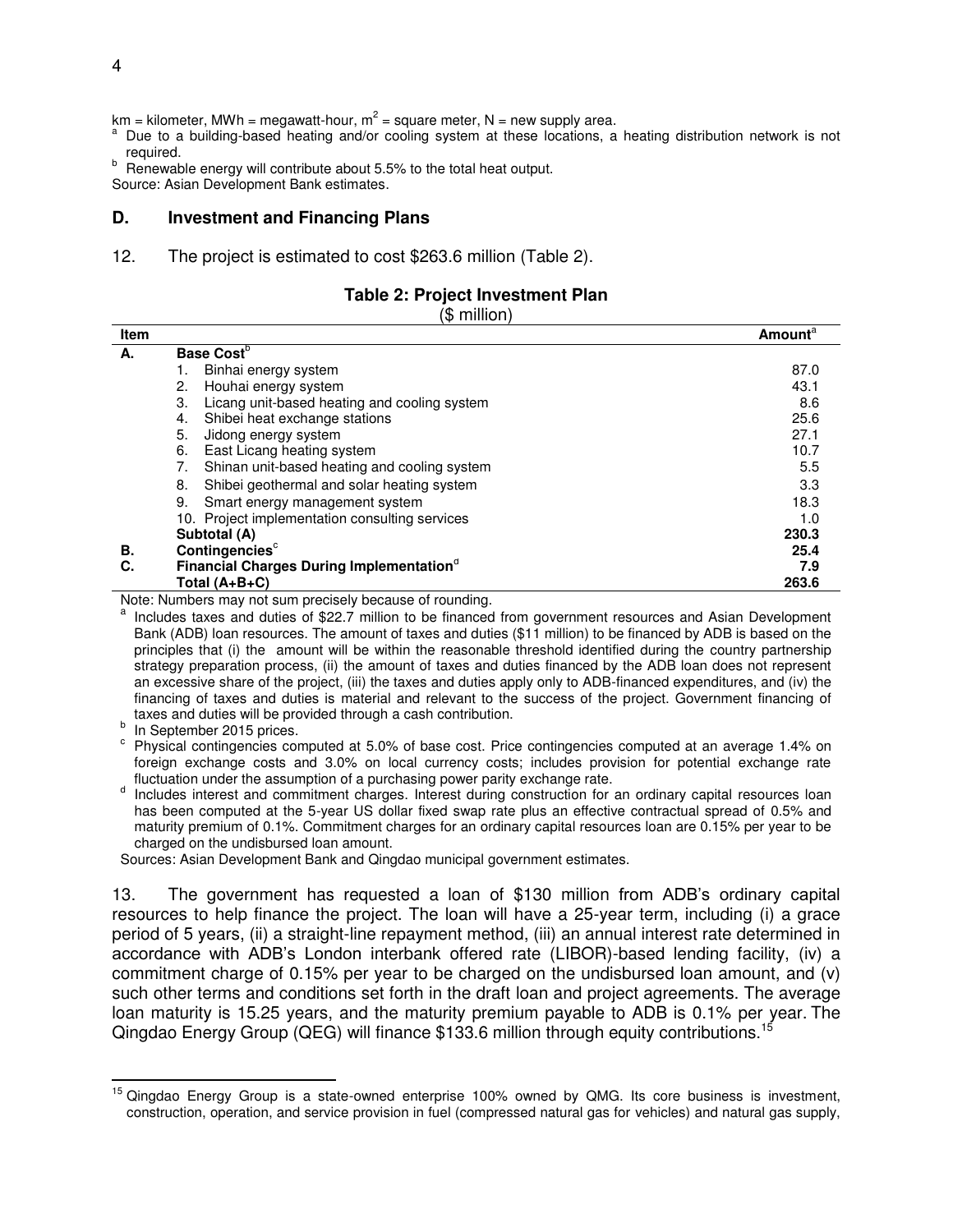km = kilometer, MWh = megawatt-hour, $m^2$ = square meter, N = new supply area.

[a] Due to a building-based heating and/or cooling system at these locations, a heating distribution network is not required.

[b] Renewable energy will contribute about 5.5% to the total heat output.

Source: Asian Development Bank estimates.

### D. Investment and Financing Plans

12. The project is estimated to cost $263.6 million (Table 2).

**Table 2: Project Investment Plan**
($ million)

| Item | | Amount[a] |
|---|---|---|
| A. | **Base Cost**[b] | |
| | 1. Binhai energy system | 87.0 |
| | 2. Houhai energy system | 43.1 |
| | 3. Licang unit-based heating and cooling system | 8.6 |
| | 4. Shibei heat exchange stations | 25.6 |
| | 5. Jidong energy system | 27.1 |
| | 6. East Licang heating system | 10.7 |
| | 7. Shinan unit-based heating and cooling system | 5.5 |
| | 8. Shibei geothermal and solar heating system | 3.3 |
| | 9. Smart energy management system | 18.3 |
| | 10. Project implementation consulting services | 1.0 |
| | **Subtotal (A)** | **230.3** |
| **B.** | **Contingencies**[c] | **25.4** |
| **C.** | **Financial Charges During Implementation**[d] | **7.9** |
| | **Total (A+B+C)** | **263.6** |

Note: Numbers may not sum precisely because of rounding.

[a] Includes taxes and duties of $22.7 million to be financed from government resources and Asian Development Bank (ADB) loan resources. The amount of taxes and duties ($11 million) to be financed by ADB is based on the principles that (i) the amount will be within the reasonable threshold identified during the country partnership strategy preparation process, (ii) the amount of taxes and duties financed by the ADB loan does not represent an excessive share of the project, (iii) the taxes and duties apply only to ADB-financed expenditures, and (iv) the financing of taxes and duties is material and relevant to the success of the project. Government financing of taxes and duties will be provided through a cash contribution.

[b] In September 2015 prices.

[c] Physical contingencies computed at 5.0% of base cost. Price contingencies computed at an average 1.4% on foreign exchange costs and 3.0% on local currency costs; includes provision for potential exchange rate fluctuation under the assumption of a purchasing power parity exchange rate.

[d] Includes interest and commitment charges. Interest during construction for an ordinary capital resources loan has been computed at the 5-year US dollar fixed swap rate plus an effective contractual spread of 0.5% and maturity premium of 0.1%. Commitment charges for an ordinary capital resources loan are 0.15% per year to be charged on the undisbursed loan amount.

Sources: Asian Development Bank and Qingdao municipal government estimates.

13. The government has requested a loan of $130 million from ADB's ordinary capital resources to help finance the project. The loan will have a 25-year term, including (i) a grace period of 5 years, (ii) a straight-line repayment method, (iii) an annual interest rate determined in accordance with ADB's London interbank offered rate (LIBOR)-based lending facility, (iv) a commitment charge of 0.15% per year to be charged on the undisbursed loan amount, and (v) such other terms and conditions set forth in the draft loan and project agreements. The average loan maturity is 15.25 years, and the maturity premium payable to ADB is 0.1% per year. The Qingdao Energy Group (QEG) will finance $133.6 million through equity contributions.[15]

[15] Qingdao Energy Group is a state-owned enterprise 100% owned by QMG. Its core business is investment, construction, operation, and service provision in fuel (compressed natural gas for vehicles) and natural gas supply,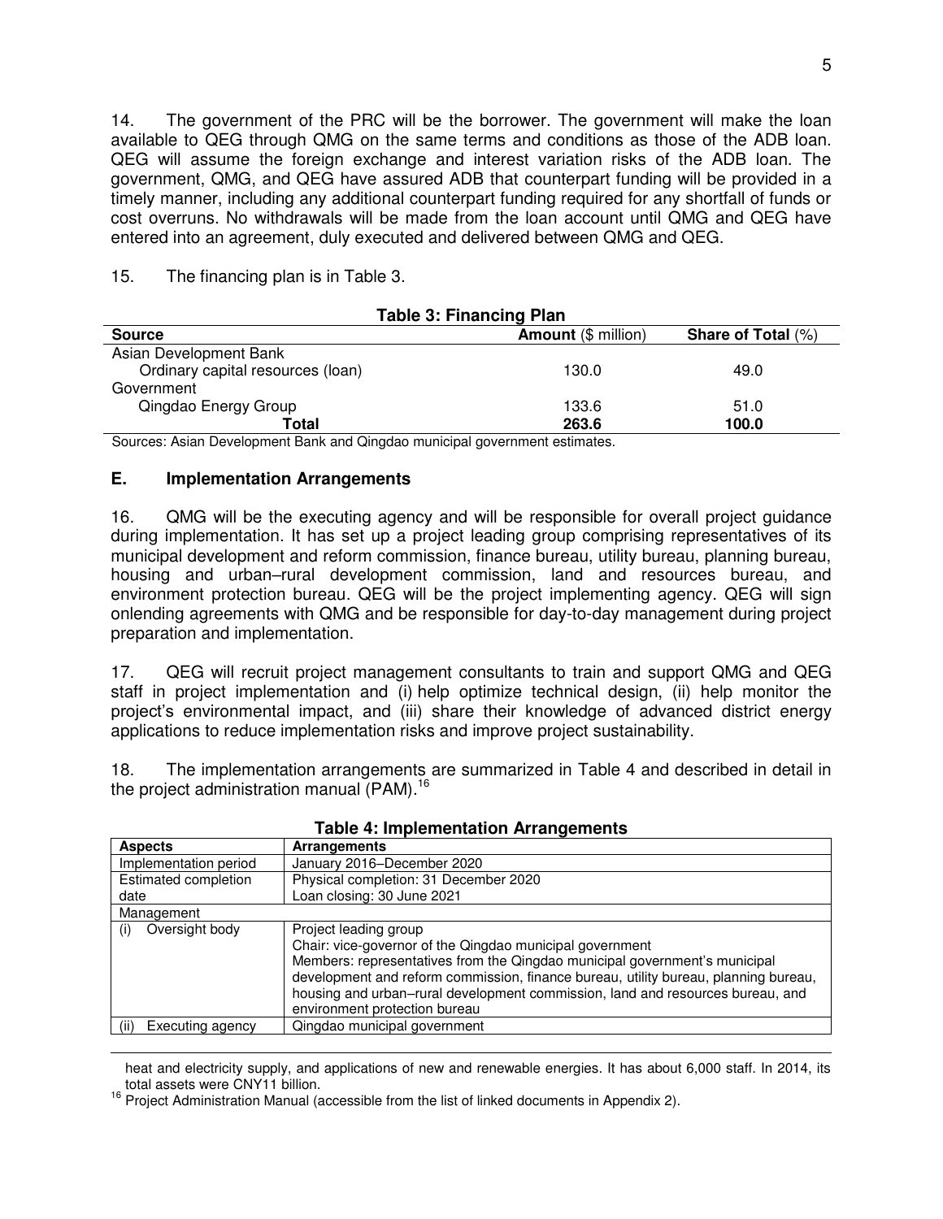14. The government of the PRC will be the borrower. The government will make the loan available to QEG through QMG on the same terms and conditions as those of the ADB loan. QEG will assume the foreign exchange and interest variation risks of the ADB loan. The government, QMG, and QEG have assured ADB that counterpart funding will be provided in a timely manner, including any additional counterpart funding required for any shortfall of funds or cost overruns. No withdrawals will be made from the loan account until QMG and QEG have entered into an agreement, duly executed and delivered between QMG and QEG.

15. The financing plan is in Table 3.

**Table 3: Financing Plan**

| Source | Amount ($ million) | Share of Total (%) |
|---|---|---|
| Asian Development Bank | | |
| Ordinary capital resources (loan) | 130.0 | 49.0 |
| Government | | |
| Qingdao Energy Group | 133.6 | 51.0 |
| **Total** | **263.6** | **100.0** |

Sources: Asian Development Bank and Qingdao municipal government estimates.

### E. Implementation Arrangements

16. QMG will be the executing agency and will be responsible for overall project guidance during implementation. It has set up a project leading group comprising representatives of its municipal development and reform commission, finance bureau, utility bureau, planning bureau, housing and urban–rural development commission, land and resources bureau, and environment protection bureau. QEG will be the project implementing agency. QEG will sign onlending agreements with QMG and be responsible for day-to-day management during project preparation and implementation.

17. QEG will recruit project management consultants to train and support QMG and QEG staff in project implementation and (i) help optimize technical design, (ii) help monitor the project's environmental impact, and (iii) share their knowledge of advanced district energy applications to reduce implementation risks and improve project sustainability.

18. The implementation arrangements are summarized in Table 4 and described in detail in the project administration manual (PAM).[16]

**Table 4: Implementation Arrangements**

| Aspects | Arrangements |
|---|---|
| Implementation period | January 2016–December 2020 |
| Estimated completion date | Physical completion: 31 December 2020<br>Loan closing: 30 June 2021 |
| Management | |
| (i) Oversight body | Project leading group<br>Chair: vice-governor of the Qingdao municipal government<br>Members: representatives from the Qingdao municipal government's municipal development and reform commission, finance bureau, utility bureau, planning bureau, housing and urban–rural development commission, land and resources bureau, and environment protection bureau |
| (ii) Executing agency | Qingdao municipal government |

heat and electricity supply, and applications of new and renewable energies. It has about 6,000 staff. In 2014, its total assets were CNY11 billion.

[16] Project Administration Manual (accessible from the list of linked documents in Appendix 2).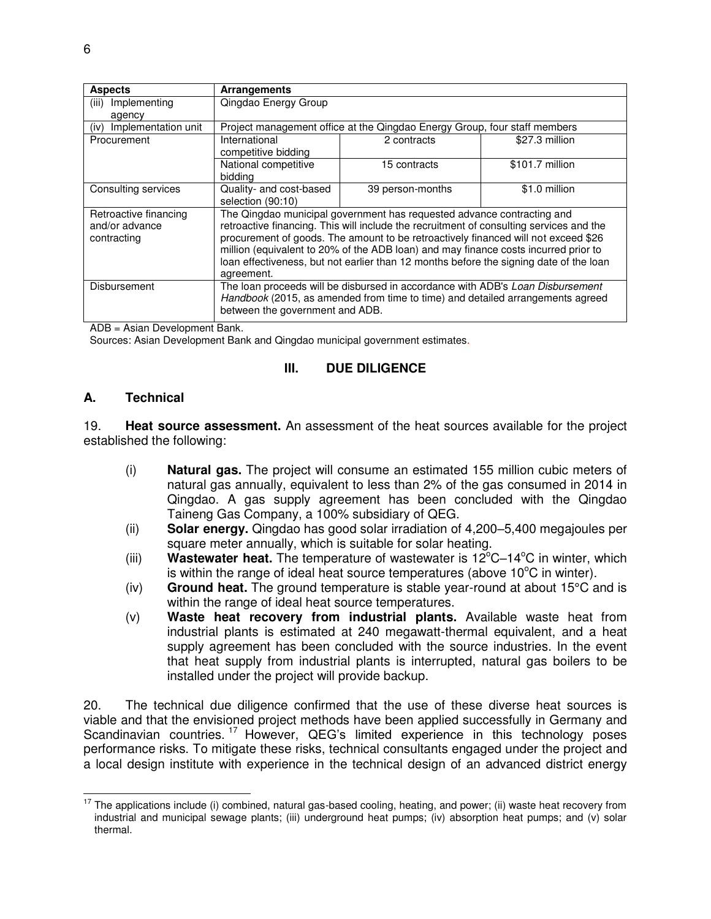| Aspects | Arrangements | | |
|---|---|---|---|
| (iii) Implementing agency | Qingdao Energy Group | | |
| (iv) Implementation unit | Project management office at the Qingdao Energy Group, four staff members | | |
| Procurement | International competitive bidding | 2 contracts | $27.3 million |
| | National competitive bidding | 15 contracts | $101.7 million |
| Consulting services | Quality- and cost-based selection (90:10) | 39 person-months | $1.0 million |
| Retroactive financing and/or advance contracting | The Qingdao municipal government has requested advance contracting and retroactive financing. This will include the recruitment of consulting services and the procurement of goods. The amount to be retroactively financed will not exceed $26 million (equivalent to 20% of the ADB loan) and may finance costs incurred prior to loan effectiveness, but not earlier than 12 months before the signing date of the loan agreement. | | |
| Disbursement | The loan proceeds will be disbursed in accordance with ADB's *Loan Disbursement Handbook* (2015, as amended from time to time) and detailed arrangements agreed between the government and ADB. | | |

ADB = Asian Development Bank.

Sources: Asian Development Bank and Qingdao municipal government estimates.

## III. DUE DILIGENCE

### A. Technical

19. **Heat source assessment.** An assessment of the heat sources available for the project established the following:

(i) **Natural gas.** The project will consume an estimated 155 million cubic meters of natural gas annually, equivalent to less than 2% of the gas consumed in 2014 in Qingdao. A gas supply agreement has been concluded with the Qingdao Taineng Gas Company, a 100% subsidiary of QEG.

(ii) **Solar energy.** Qingdao has good solar irradiation of 4,200–5,400 megajoules per square meter annually, which is suitable for solar heating.

(iii) **Wastewater heat.** The temperature of wastewater is 12°C–14°C in winter, which is within the range of ideal heat source temperatures (above 10°C in winter).

(iv) **Ground heat.** The ground temperature is stable year-round at about 15°C and is within the range of ideal heat source temperatures.

(v) **Waste heat recovery from industrial plants.** Available waste heat from industrial plants is estimated at 240 megawatt-thermal equivalent, and a heat supply agreement has been concluded with the source industries. In the event that heat supply from industrial plants is interrupted, natural gas boilers to be installed under the project will provide backup.

20. The technical due diligence confirmed that the use of these diverse heat sources is viable and that the envisioned project methods have been applied successfully in Germany and Scandinavian countries.[17] However, QEG's limited experience in this technology poses performance risks. To mitigate these risks, technical consultants engaged under the project and a local design institute with experience in the technical design of an advanced district energy

[17] The applications include (i) combined, natural gas-based cooling, heating, and power; (ii) waste heat recovery from industrial and municipal sewage plants; (iii) underground heat pumps; (iv) absorption heat pumps; and (v) solar thermal.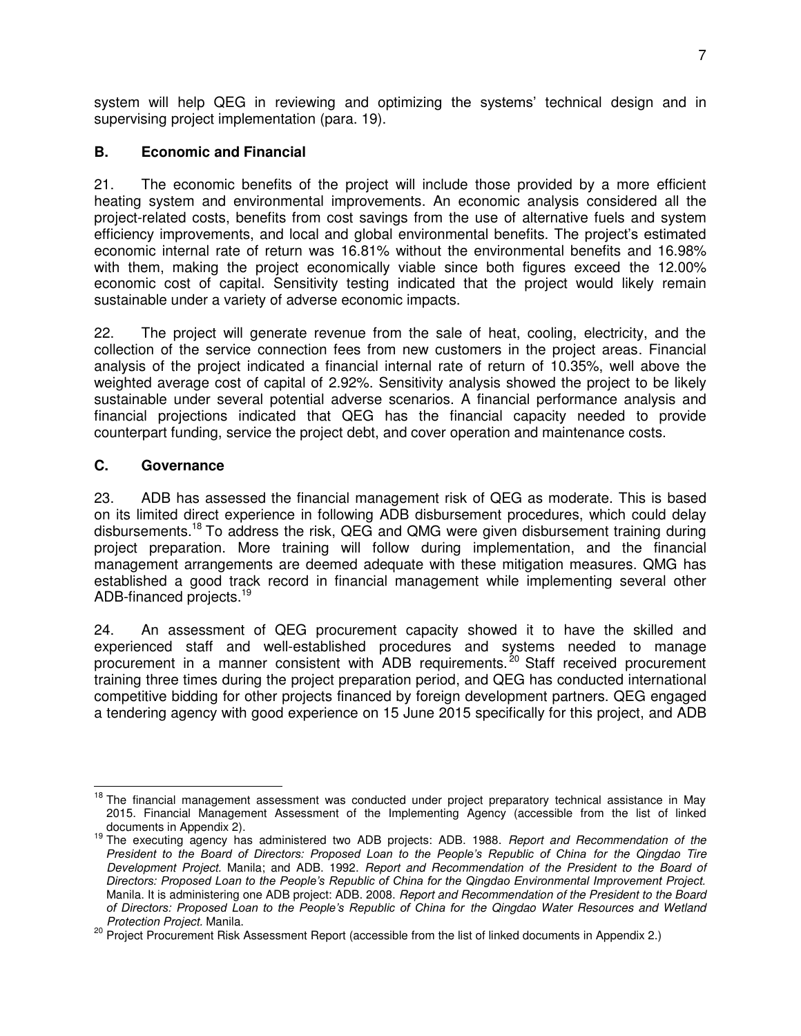system will help QEG in reviewing and optimizing the systems' technical design and in supervising project implementation (para. 19).

## B. Economic and Financial

21. The economic benefits of the project will include those provided by a more efficient heating system and environmental improvements. An economic analysis considered all the project-related costs, benefits from cost savings from the use of alternative fuels and system efficiency improvements, and local and global environmental benefits. The project's estimated economic internal rate of return was 16.81% without the environmental benefits and 16.98% with them, making the project economically viable since both figures exceed the 12.00% economic cost of capital. Sensitivity testing indicated that the project would likely remain sustainable under a variety of adverse economic impacts.

22. The project will generate revenue from the sale of heat, cooling, electricity, and the collection of the service connection fees from new customers in the project areas. Financial analysis of the project indicated a financial internal rate of return of 10.35%, well above the weighted average cost of capital of 2.92%. Sensitivity analysis showed the project to be likely sustainable under several potential adverse scenarios. A financial performance analysis and financial projections indicated that QEG has the financial capacity needed to provide counterpart funding, service the project debt, and cover operation and maintenance costs.

## C. Governance

23. ADB has assessed the financial management risk of QEG as moderate. This is based on its limited direct experience in following ADB disbursement procedures, which could delay disbursements.[18] To address the risk, QEG and QMG were given disbursement training during project preparation. More training will follow during implementation, and the financial management arrangements are deemed adequate with these mitigation measures. QMG has established a good track record in financial management while implementing several other ADB-financed projects.[19]

24. An assessment of QEG procurement capacity showed it to have the skilled and experienced staff and well-established procedures and systems needed to manage procurement in a manner consistent with ADB requirements.[20] Staff received procurement training three times during the project preparation period, and QEG has conducted international competitive bidding for other projects financed by foreign development partners. QEG engaged a tendering agency with good experience on 15 June 2015 specifically for this project, and ADB

---

[18] The financial management assessment was conducted under project preparatory technical assistance in May 2015. Financial Management Assessment of the Implementing Agency (accessible from the list of linked documents in Appendix 2).

[19] The executing agency has administered two ADB projects: ADB. 1988. *Report and Recommendation of the President to the Board of Directors: Proposed Loan to the People's Republic of China for the Qingdao Tire Development Project.* Manila; and ADB. 1992. *Report and Recommendation of the President to the Board of Directors: Proposed Loan to the People's Republic of China for the Qingdao Environmental Improvement Project.* Manila. It is administering one ADB project: ADB. 2008. *Report and Recommendation of the President to the Board of Directors: Proposed Loan to the People's Republic of China for the Qingdao Water Resources and Wetland Protection Project.* Manila.

[20] Project Procurement Risk Assessment Report (accessible from the list of linked documents in Appendix 2.)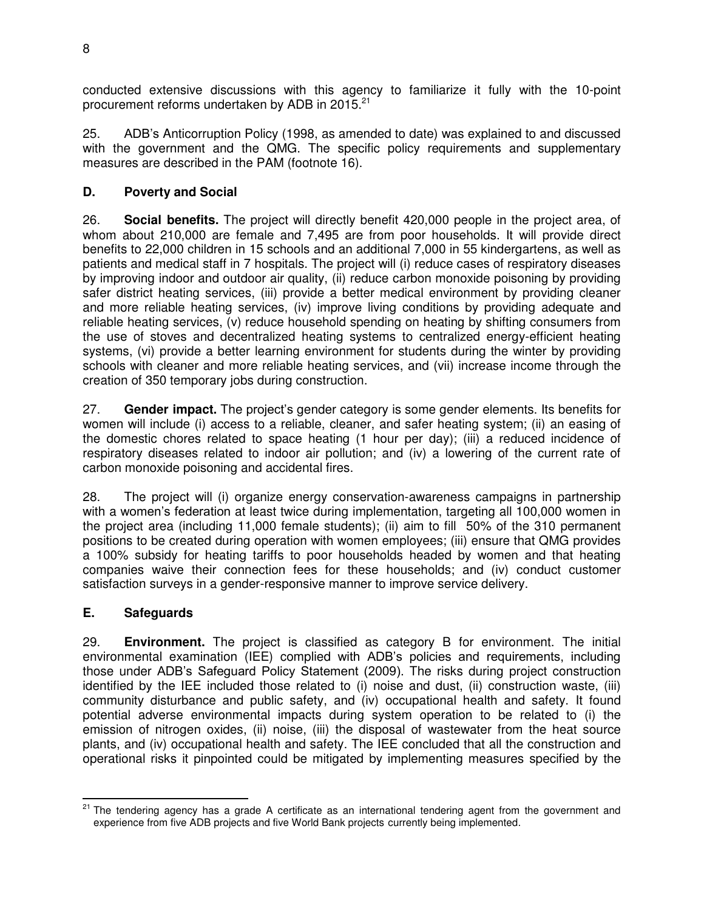conducted extensive discussions with this agency to familiarize it fully with the 10-point procurement reforms undertaken by ADB in 2015.[21]

25. ADB's Anticorruption Policy (1998, as amended to date) was explained to and discussed with the government and the QMG. The specific policy requirements and supplementary measures are described in the PAM (footnote 16).

## D. Poverty and Social

26. **Social benefits.** The project will directly benefit 420,000 people in the project area, of whom about 210,000 are female and 7,495 are from poor households. It will provide direct benefits to 22,000 children in 15 schools and an additional 7,000 in 55 kindergartens, as well as patients and medical staff in 7 hospitals. The project will (i) reduce cases of respiratory diseases by improving indoor and outdoor air quality, (ii) reduce carbon monoxide poisoning by providing safer district heating services, (iii) provide a better medical environment by providing cleaner and more reliable heating services, (iv) improve living conditions by providing adequate and reliable heating services, (v) reduce household spending on heating by shifting consumers from the use of stoves and decentralized heating systems to centralized energy-efficient heating systems, (vi) provide a better learning environment for students during the winter by providing schools with cleaner and more reliable heating services, and (vii) increase income through the creation of 350 temporary jobs during construction.

27. **Gender impact.** The project's gender category is some gender elements. Its benefits for women will include (i) access to a reliable, cleaner, and safer heating system; (ii) an easing of the domestic chores related to space heating (1 hour per day); (iii) a reduced incidence of respiratory diseases related to indoor air pollution; and (iv) a lowering of the current rate of carbon monoxide poisoning and accidental fires.

28. The project will (i) organize energy conservation-awareness campaigns in partnership with a women's federation at least twice during implementation, targeting all 100,000 women in the project area (including 11,000 female students); (ii) aim to fill 50% of the 310 permanent positions to be created during operation with women employees; (iii) ensure that QMG provides a 100% subsidy for heating tariffs to poor households headed by women and that heating companies waive their connection fees for these households; and (iv) conduct customer satisfaction surveys in a gender-responsive manner to improve service delivery.

## E. Safeguards

29. **Environment.** The project is classified as category B for environment. The initial environmental examination (IEE) complied with ADB's policies and requirements, including those under ADB's Safeguard Policy Statement (2009). The risks during project construction identified by the IEE included those related to (i) noise and dust, (ii) construction waste, (iii) community disturbance and public safety, and (iv) occupational health and safety. It found potential adverse environmental impacts during system operation to be related to (i) the emission of nitrogen oxides, (ii) noise, (iii) the disposal of wastewater from the heat source plants, and (iv) occupational health and safety. The IEE concluded that all the construction and operational risks it pinpointed could be mitigated by implementing measures specified by the

[21] The tendering agency has a grade A certificate as an international tendering agent from the government and experience from five ADB projects and five World Bank projects currently being implemented.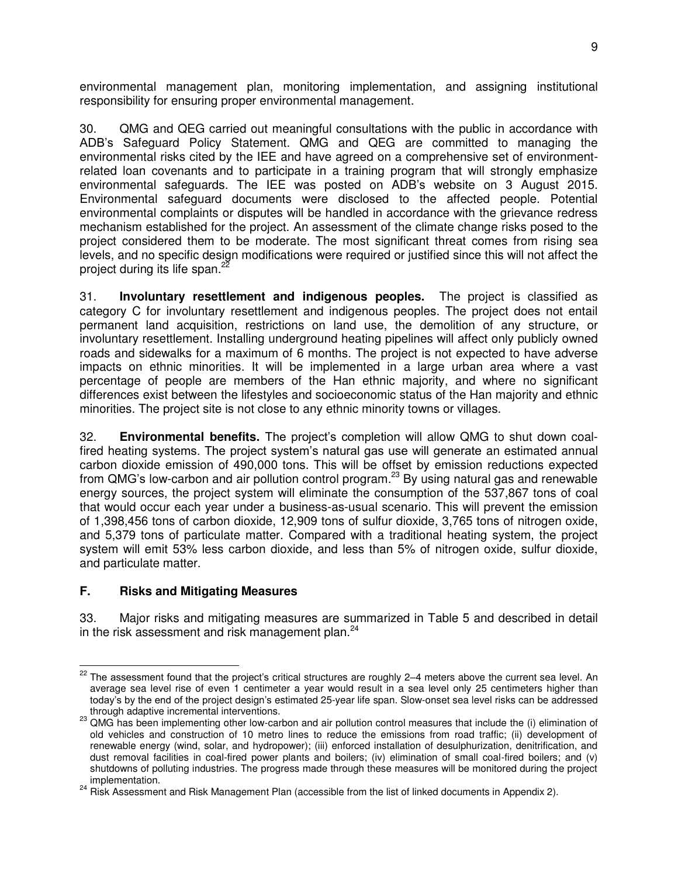environmental management plan, monitoring implementation, and assigning institutional responsibility for ensuring proper environmental management.

30. QMG and QEG carried out meaningful consultations with the public in accordance with ADB's Safeguard Policy Statement. QMG and QEG are committed to managing the environmental risks cited by the IEE and have agreed on a comprehensive set of environment-related loan covenants and to participate in a training program that will strongly emphasize environmental safeguards. The IEE was posted on ADB's website on 3 August 2015. Environmental safeguard documents were disclosed to the affected people. Potential environmental complaints or disputes will be handled in accordance with the grievance redress mechanism established for the project. An assessment of the climate change risks posed to the project considered them to be moderate. The most significant threat comes from rising sea levels, and no specific design modifications were required or justified since this will not affect the project during its life span.[22]

31. **Involuntary resettlement and indigenous peoples.** The project is classified as category C for involuntary resettlement and indigenous peoples. The project does not entail permanent land acquisition, restrictions on land use, the demolition of any structure, or involuntary resettlement. Installing underground heating pipelines will affect only publicly owned roads and sidewalks for a maximum of 6 months. The project is not expected to have adverse impacts on ethnic minorities. It will be implemented in a large urban area where a vast percentage of people are members of the Han ethnic majority, and where no significant differences exist between the lifestyles and socioeconomic status of the Han majority and ethnic minorities. The project site is not close to any ethnic minority towns or villages.

32. **Environmental benefits.** The project's completion will allow QMG to shut down coal-fired heating systems. The project system's natural gas use will generate an estimated annual carbon dioxide emission of 490,000 tons. This will be offset by emission reductions expected from QMG's low-carbon and air pollution control program.[23] By using natural gas and renewable energy sources, the project system will eliminate the consumption of the 537,867 tons of coal that would occur each year under a business-as-usual scenario. This will prevent the emission of 1,398,456 tons of carbon dioxide, 12,909 tons of sulfur dioxide, 3,765 tons of nitrogen oxide, and 5,379 tons of particulate matter. Compared with a traditional heating system, the project system will emit 53% less carbon dioxide, and less than 5% of nitrogen oxide, sulfur dioxide, and particulate matter.

## F. Risks and Mitigating Measures

33. Major risks and mitigating measures are summarized in Table 5 and described in detail in the risk assessment and risk management plan.[24]

---

[22] The assessment found that the project's critical structures are roughly 2–4 meters above the current sea level. An average sea level rise of even 1 centimeter a year would result in a sea level only 25 centimeters higher than today's by the end of the project design's estimated 25-year life span. Slow-onset sea level risks can be addressed through adaptive incremental interventions.

[23] QMG has been implementing other low-carbon and air pollution control measures that include the (i) elimination of old vehicles and construction of 10 metro lines to reduce the emissions from road traffic; (ii) development of renewable energy (wind, solar, and hydropower); (iii) enforced installation of desulphurization, denitrification, and dust removal facilities in coal-fired power plants and boilers; (iv) elimination of small coal-fired boilers; and (v) shutdowns of polluting industries. The progress made through these measures will be monitored during the project implementation.

[24] Risk Assessment and Risk Management Plan (accessible from the list of linked documents in Appendix 2).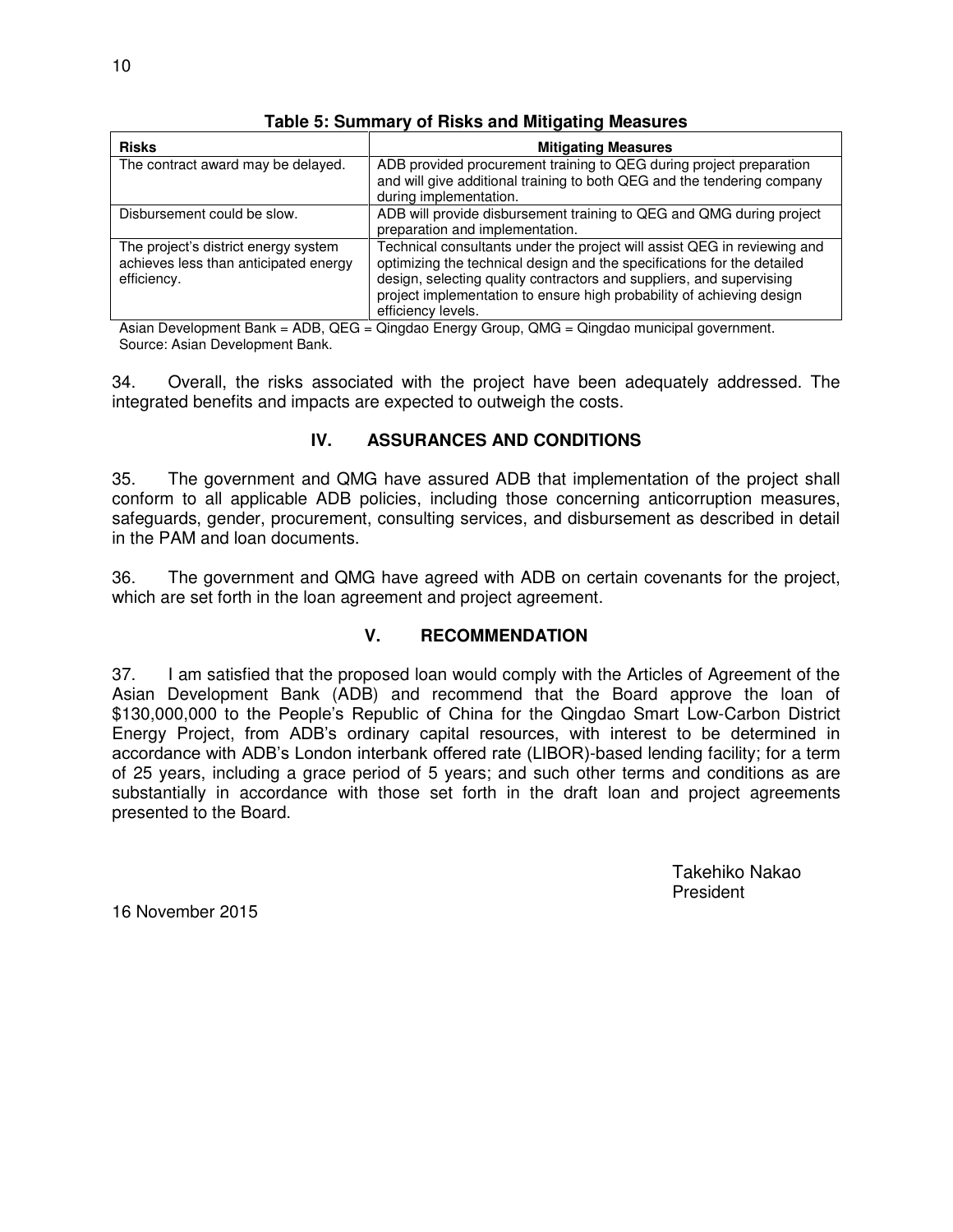**Table 5: Summary of Risks and Mitigating Measures**

| Risks | Mitigating Measures |
| --- | --- |
| The contract award may be delayed. | ADB provided procurement training to QEG during project preparation and will give additional training to both QEG and the tendering company during implementation. |
| Disbursement could be slow. | ADB will provide disbursement training to QEG and QMG during project preparation and implementation. |
| The project's district energy system achieves less than anticipated energy efficiency. | Technical consultants under the project will assist QEG in reviewing and optimizing the technical design and the specifications for the detailed design, selecting quality contractors and suppliers, and supervising project implementation to ensure high probability of achieving design efficiency levels. |

Asian Development Bank = ADB, QEG = Qingdao Energy Group, QMG = Qingdao municipal government.
Source: Asian Development Bank.

34. Overall, the risks associated with the project have been adequately addressed. The integrated benefits and impacts are expected to outweigh the costs.

## IV. ASSURANCES AND CONDITIONS

35. The government and QMG have assured ADB that implementation of the project shall conform to all applicable ADB policies, including those concerning anticorruption measures, safeguards, gender, procurement, consulting services, and disbursement as described in detail in the PAM and loan documents.

36. The government and QMG have agreed with ADB on certain covenants for the project, which are set forth in the loan agreement and project agreement.

## V. RECOMMENDATION

37. I am satisfied that the proposed loan would comply with the Articles of Agreement of the Asian Development Bank (ADB) and recommend that the Board approve the loan of $130,000,000 to the People's Republic of China for the Qingdao Smart Low-Carbon District Energy Project, from ADB's ordinary capital resources, with interest to be determined in accordance with ADB's London interbank offered rate (LIBOR)-based lending facility; for a term of 25 years, including a grace period of 5 years; and such other terms and conditions as are substantially in accordance with those set forth in the draft loan and project agreements presented to the Board.

Takehiko Nakao
President

16 November 2015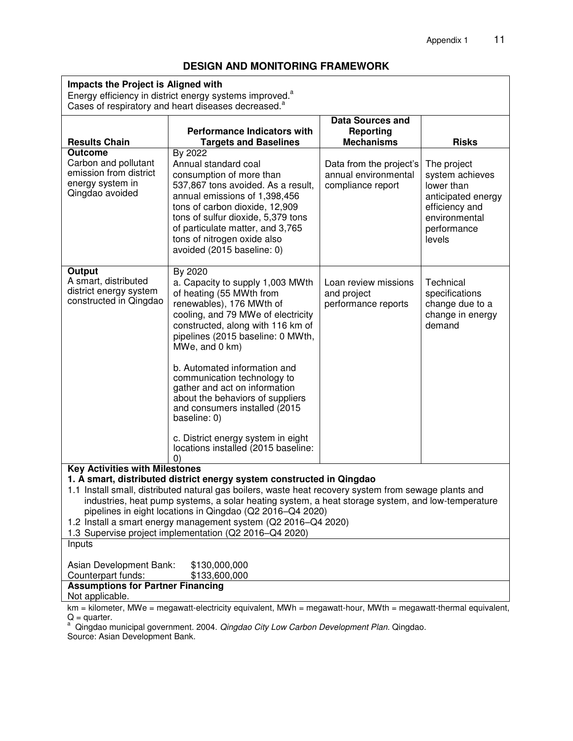## DESIGN AND MONITORING FRAMEWORK

**Impacts the Project is Aligned with**

Energy efficiency in district energy systems improved.[a]
Cases of respiratory and heart diseases decreased.[a]

| Results Chain | Performance Indicators with Targets and Baselines | Data Sources and Reporting Mechanisms | Risks |
|---|---|---|---|
| **Outcome**<br>Carbon and pollutant emission from district energy system in Qingdao avoided | By 2022<br>Annual standard coal consumption of more than 537,867 tons avoided. As a result, annual emissions of 1,398,456 tons of carbon dioxide, 12,909 tons of sulfur dioxide, 5,379 tons of particulate matter, and 3,765 tons of nitrogen oxide also avoided (2015 baseline: 0) | Data from the project's annual environmental compliance report | The project system achieves lower than anticipated energy efficiency and environmental performance levels |
| **Output**<br>A smart, distributed district energy system constructed in Qingdao | By 2020<br>a. Capacity to supply 1,003 MWth of heating (55 MWth from renewables), 176 MWth of cooling, and 79 MWe of electricity constructed, along with 116 km of pipelines (2015 baseline: 0 MWth, MWe, and 0 km)<br><br>b. Automated information and communication technology to gather and act on information about the behaviors of suppliers and consumers installed (2015 baseline: 0)<br><br>c. District energy system in eight locations installed (2015 baseline: 0) | Loan review missions and project performance reports | Technical specifications change due to a change in energy demand |

**Key Activities with Milestones**

**1. A smart, distributed district energy system constructed in Qingdao**

1.1 Install small, distributed natural gas boilers, waste heat recovery system from sewage plants and industries, heat pump systems, a solar heating system, a heat storage system, and low-temperature pipelines in eight locations in Qingdao (Q2 2016–Q4 2020)
1.2 Install a smart energy management system (Q2 2016–Q4 2020)
1.3 Supervise project implementation (Q2 2016–Q4 2020)

Inputs

Asian Development Bank: $130,000,000
Counterpart funds: $133,600,000

**Assumptions for Partner Financing**

Not applicable.

km = kilometer, MWe = megawatt-electricity equivalent, MWh = megawatt-hour, MWth = megawatt-thermal equivalent, Q = quarter.

[a] Qingdao municipal government. 2004. *Qingdao City Low Carbon Development Plan*. Qingdao.

Source: Asian Development Bank.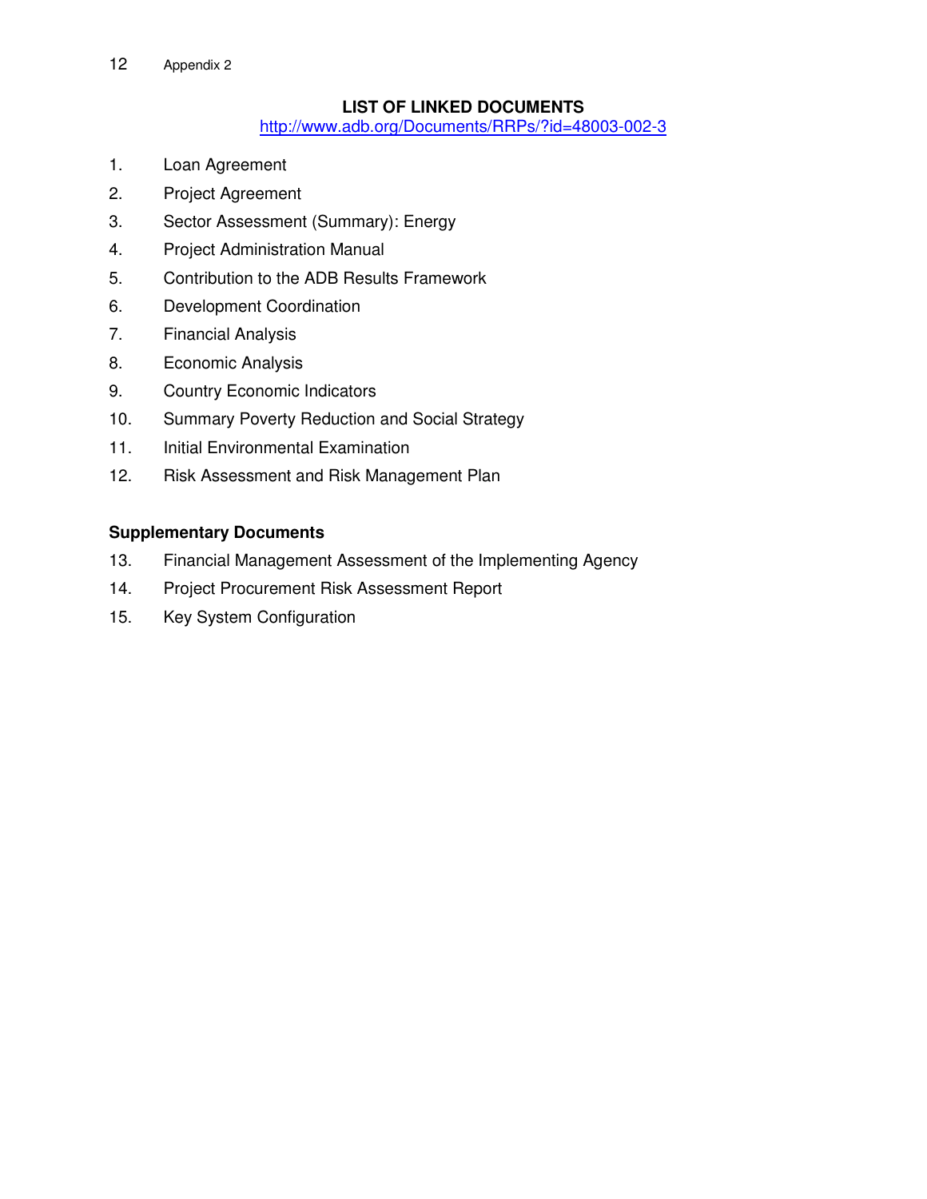## LIST OF LINKED DOCUMENTS

http://www.adb.org/Documents/RRPs/?id=48003-002-3

1. Loan Agreement
2. Project Agreement
3. Sector Assessment (Summary): Energy
4. Project Administration Manual
5. Contribution to the ADB Results Framework
6. Development Coordination
7. Financial Analysis
8. Economic Analysis
9. Country Economic Indicators
10. Summary Poverty Reduction and Social Strategy
11. Initial Environmental Examination
12. Risk Assessment and Risk Management Plan

**Supplementary Documents**

13. Financial Management Assessment of the Implementing Agency
14. Project Procurement Risk Assessment Report
15. Key System Configuration